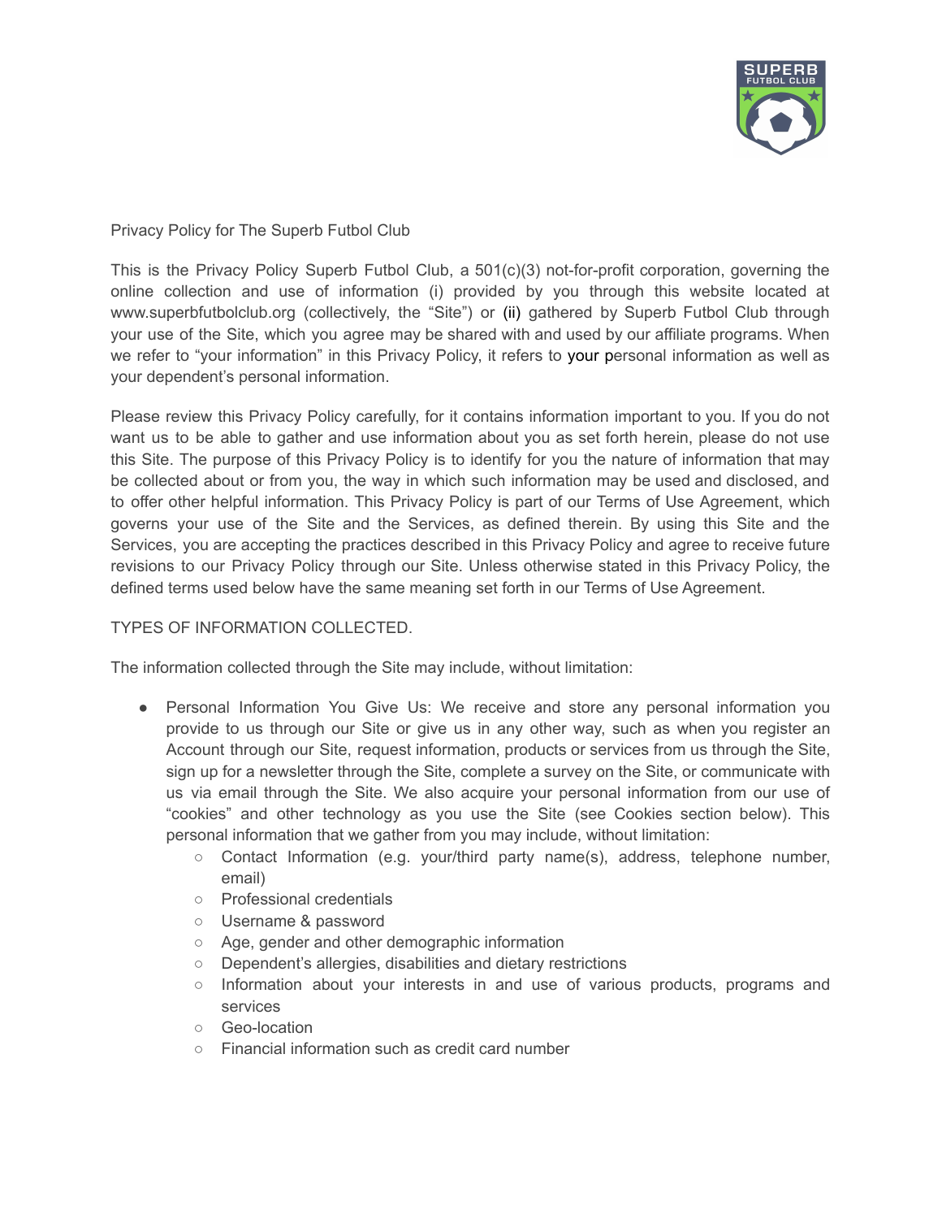# Privacy Policy for The Superb Futbol Club

This is the Privacy Policy Superb Futbol Club, a 501(c)(3) not-for-profit corporation, governing the online collection and use of information (i) provided by you through this website located at www.superbfutbolclub.org (collectively, the "Site") or (ii) gathered by Superb Futbol Club through your use of the Site, which you agree may be shared with and used by our affiliate programs. When we refer to "your information" in this Privacy Policy, it refers to your personal information as well as your dependent's personal information.

Please review this Privacy Policy carefully, for it contains information important to you. If you do not want us to be able to gather and use information about you as set forth herein, please do not use this Site. The purpose of this Privacy Policy is to identify for you the nature of information that may be collected about or from you, the way in which such information may be used and disclosed, and to offer other helpful information. This Privacy Policy is part of our Terms of Use Agreement, which governs your use of the Site and the Services, as defined therein. By using this Site and the Services, you are accepting the practices described in this Privacy Policy and agree to receive future revisions to our Privacy Policy through our Site. Unless otherwise stated in this Privacy Policy, the defined terms used below have the same meaning set forth in our Terms of Use Agreement.

## TYPES OF INFORMATION COLLECTED.

The information collected through the Site may include, without limitation:

- Personal Information You Give Us: We receive and store any personal information you provide to us through our Site or give us in any other way, such as when you register an Account through our Site, request information, products or services from us through the Site, sign up for a newsletter through the Site, complete a survey on the Site, or communicate with us via email through the Site. We also acquire your personal information from our use of "cookies" and other technology as you use the Site (see Cookies section below). This personal information that we gather from you may include, without limitation:
    - Contact Information (e.g. your/third party name(s), address, telephone number, email)
    - Professional credentials
    - Username & password
    - Age, gender and other demographic information
    - Dependent's allergies, disabilities and dietary restrictions
    - Information about your interests in and use of various products, programs and services
    - Geo-location
    - Financial information such as credit card number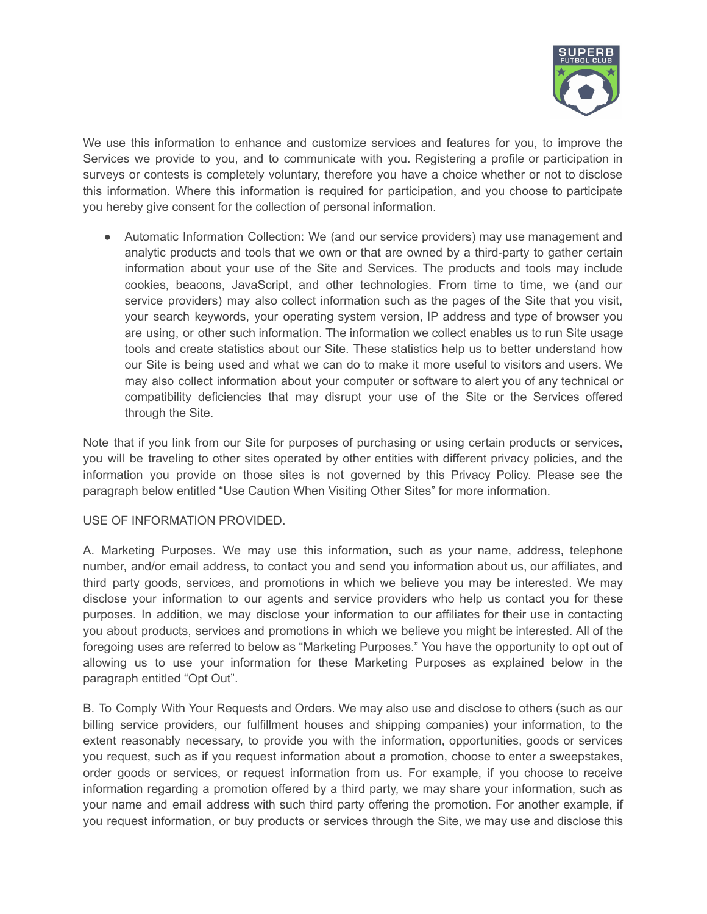We use this information to enhance and customize services and features for you, to improve the Services we provide to you, and to communicate with you. Registering a profile or participation in surveys or contests is completely voluntary, therefore you have a choice whether or not to disclose this information. Where this information is required for participation, and you choose to participate you hereby give consent for the collection of personal information.

- Automatic Information Collection: We (and our service providers) may use management and analytic products and tools that we own or that are owned by a third-party to gather certain information about your use of the Site and Services. The products and tools may include cookies, beacons, JavaScript, and other technologies. From time to time, we (and our service providers) may also collect information such as the pages of the Site that you visit, your search keywords, your operating system version, IP address and type of browser you are using, or other such information. The information we collect enables us to run Site usage tools and create statistics about our Site. These statistics help us to better understand how our Site is being used and what we can do to make it more useful to visitors and users. We may also collect information about your computer or software to alert you of any technical or compatibility deficiencies that may disrupt your use of the Site or the Services offered through the Site.

Note that if you link from our Site for purposes of purchasing or using certain products or services, you will be traveling to other sites operated by other entities with different privacy policies, and the information you provide on those sites is not governed by this Privacy Policy. Please see the paragraph below entitled "Use Caution When Visiting Other Sites" for more information.

USE OF INFORMATION PROVIDED.

A. Marketing Purposes. We may use this information, such as your name, address, telephone number, and/or email address, to contact you and send you information about us, our affiliates, and third party goods, services, and promotions in which we believe you may be interested. We may disclose your information to our agents and service providers who help us contact you for these purposes. In addition, we may disclose your information to our affiliates for their use in contacting you about products, services and promotions in which we believe you might be interested. All of the foregoing uses are referred to below as "Marketing Purposes." You have the opportunity to opt out of allowing us to use your information for these Marketing Purposes as explained below in the paragraph entitled "Opt Out".

B. To Comply With Your Requests and Orders. We may also use and disclose to others (such as our billing service providers, our fulfillment houses and shipping companies) your information, to the extent reasonably necessary, to provide you with the information, opportunities, goods or services you request, such as if you request information about a promotion, choose to enter a sweepstakes, order goods or services, or request information from us. For example, if you choose to receive information regarding a promotion offered by a third party, we may share your information, such as your name and email address with such third party offering the promotion. For another example, if you request information, or buy products or services through the Site, we may use and disclose this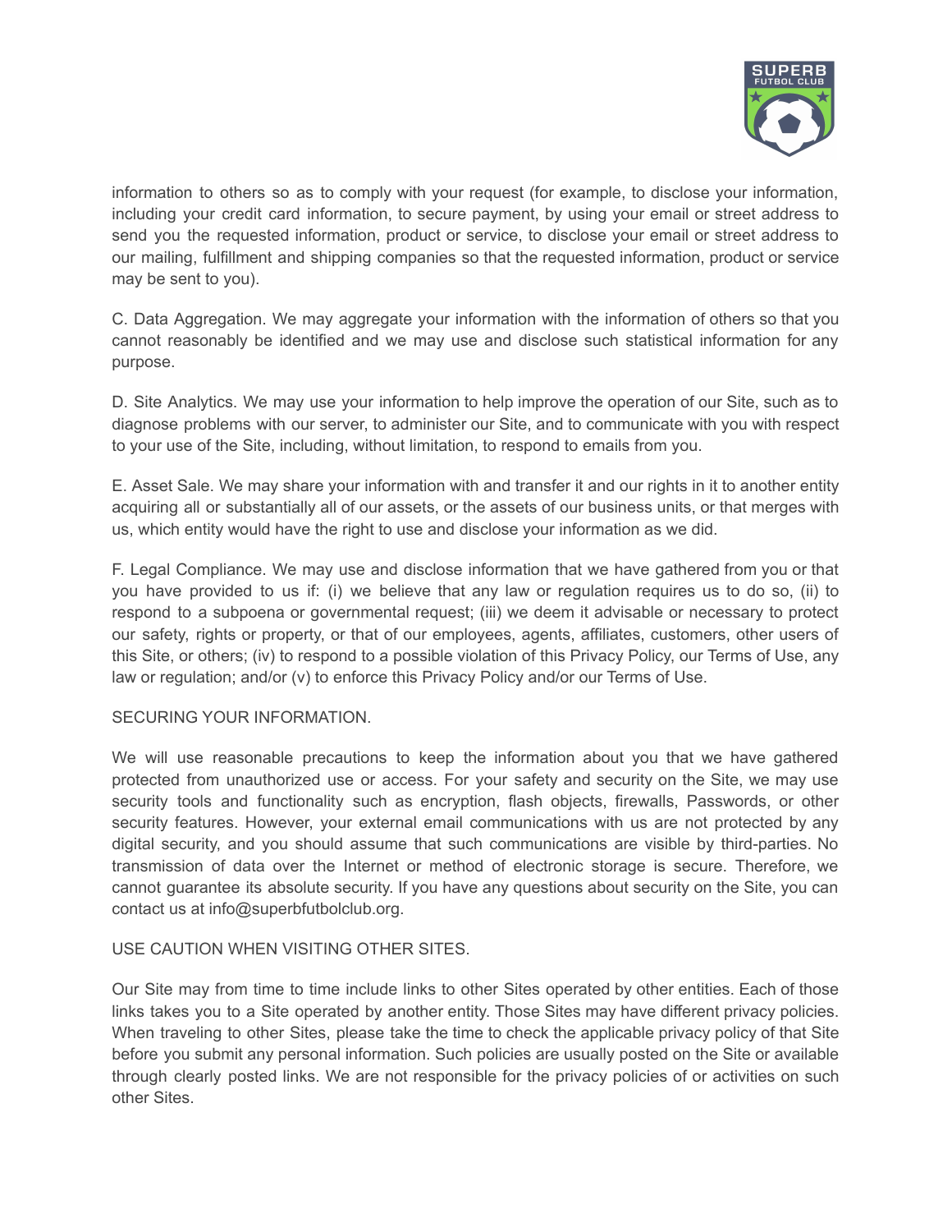information to others so as to comply with your request (for example, to disclose your information, including your credit card information, to secure payment, by using your email or street address to send you the requested information, product or service, to disclose your email or street address to our mailing, fulfillment and shipping companies so that the requested information, product or service may be sent to you).

C. Data Aggregation. We may aggregate your information with the information of others so that you cannot reasonably be identified and we may use and disclose such statistical information for any purpose.

D. Site Analytics. We may use your information to help improve the operation of our Site, such as to diagnose problems with our server, to administer our Site, and to communicate with you with respect to your use of the Site, including, without limitation, to respond to emails from you.

E. Asset Sale. We may share your information with and transfer it and our rights in it to another entity acquiring all or substantially all of our assets, or the assets of our business units, or that merges with us, which entity would have the right to use and disclose your information as we did.

F. Legal Compliance. We may use and disclose information that we have gathered from you or that you have provided to us if: (i) we believe that any law or regulation requires us to do so, (ii) to respond to a subpoena or governmental request; (iii) we deem it advisable or necessary to protect our safety, rights or property, or that of our employees, agents, affiliates, customers, other users of this Site, or others; (iv) to respond to a possible violation of this Privacy Policy, our Terms of Use, any law or regulation; and/or (v) to enforce this Privacy Policy and/or our Terms of Use.

SECURING YOUR INFORMATION.

We will use reasonable precautions to keep the information about you that we have gathered protected from unauthorized use or access. For your safety and security on the Site, we may use security tools and functionality such as encryption, flash objects, firewalls, Passwords, or other security features. However, your external email communications with us are not protected by any digital security, and you should assume that such communications are visible by third-parties. No transmission of data over the Internet or method of electronic storage is secure. Therefore, we cannot guarantee its absolute security. If you have any questions about security on the Site, you can contact us at info@superbfutbolclub.org.

USE CAUTION WHEN VISITING OTHER SITES.

Our Site may from time to time include links to other Sites operated by other entities. Each of those links takes you to a Site operated by another entity. Those Sites may have different privacy policies. When traveling to other Sites, please take the time to check the applicable privacy policy of that Site before you submit any personal information. Such policies are usually posted on the Site or available through clearly posted links. We are not responsible for the privacy policies of or activities on such other Sites.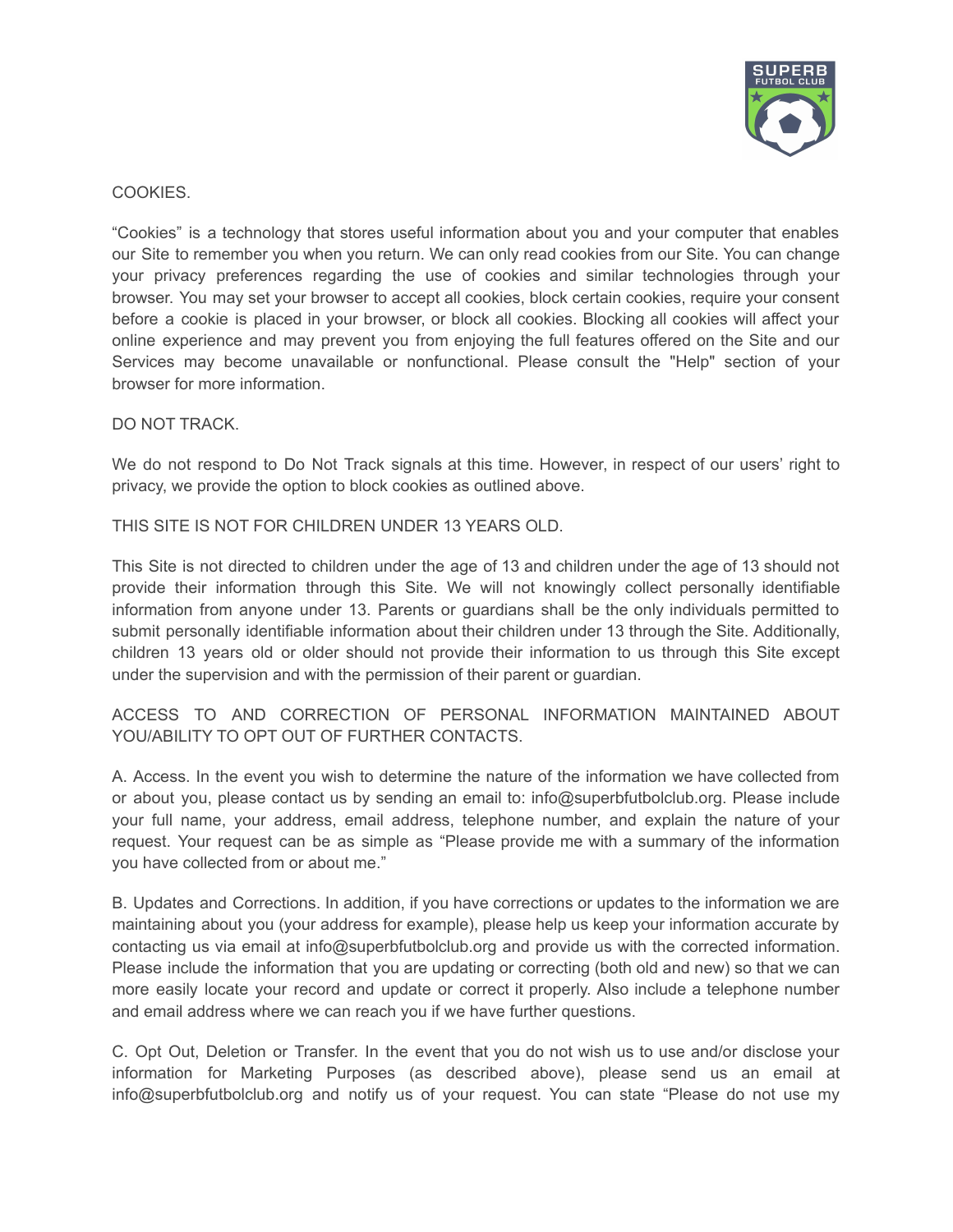COOKIES.

"Cookies" is a technology that stores useful information about you and your computer that enables our Site to remember you when you return. We can only read cookies from our Site. You can change your privacy preferences regarding the use of cookies and similar technologies through your browser. You may set your browser to accept all cookies, block certain cookies, require your consent before a cookie is placed in your browser, or block all cookies. Blocking all cookies will affect your online experience and may prevent you from enjoying the full features offered on the Site and our Services may become unavailable or nonfunctional. Please consult the "Help" section of your browser for more information.

DO NOT TRACK.

We do not respond to Do Not Track signals at this time. However, in respect of our users' right to privacy, we provide the option to block cookies as outlined above.

THIS SITE IS NOT FOR CHILDREN UNDER 13 YEARS OLD.

This Site is not directed to children under the age of 13 and children under the age of 13 should not provide their information through this Site. We will not knowingly collect personally identifiable information from anyone under 13. Parents or guardians shall be the only individuals permitted to submit personally identifiable information about their children under 13 through the Site. Additionally, children 13 years old or older should not provide their information to us through this Site except under the supervision and with the permission of their parent or guardian.

ACCESS TO AND CORRECTION OF PERSONAL INFORMATION MAINTAINED ABOUT YOU/ABILITY TO OPT OUT OF FURTHER CONTACTS.

A. Access. In the event you wish to determine the nature of the information we have collected from or about you, please contact us by sending an email to: info@superbfutbolclub.org. Please include your full name, your address, email address, telephone number, and explain the nature of your request. Your request can be as simple as "Please provide me with a summary of the information you have collected from or about me."

B. Updates and Corrections. In addition, if you have corrections or updates to the information we are maintaining about you (your address for example), please help us keep your information accurate by contacting us via email at info@superbfutbolclub.org and provide us with the corrected information. Please include the information that you are updating or correcting (both old and new) so that we can more easily locate your record and update or correct it properly. Also include a telephone number and email address where we can reach you if we have further questions.

C. Opt Out, Deletion or Transfer. In the event that you do not wish us to use and/or disclose your information for Marketing Purposes (as described above), please send us an email at info@superbfutbolclub.org and notify us of your request. You can state "Please do not use my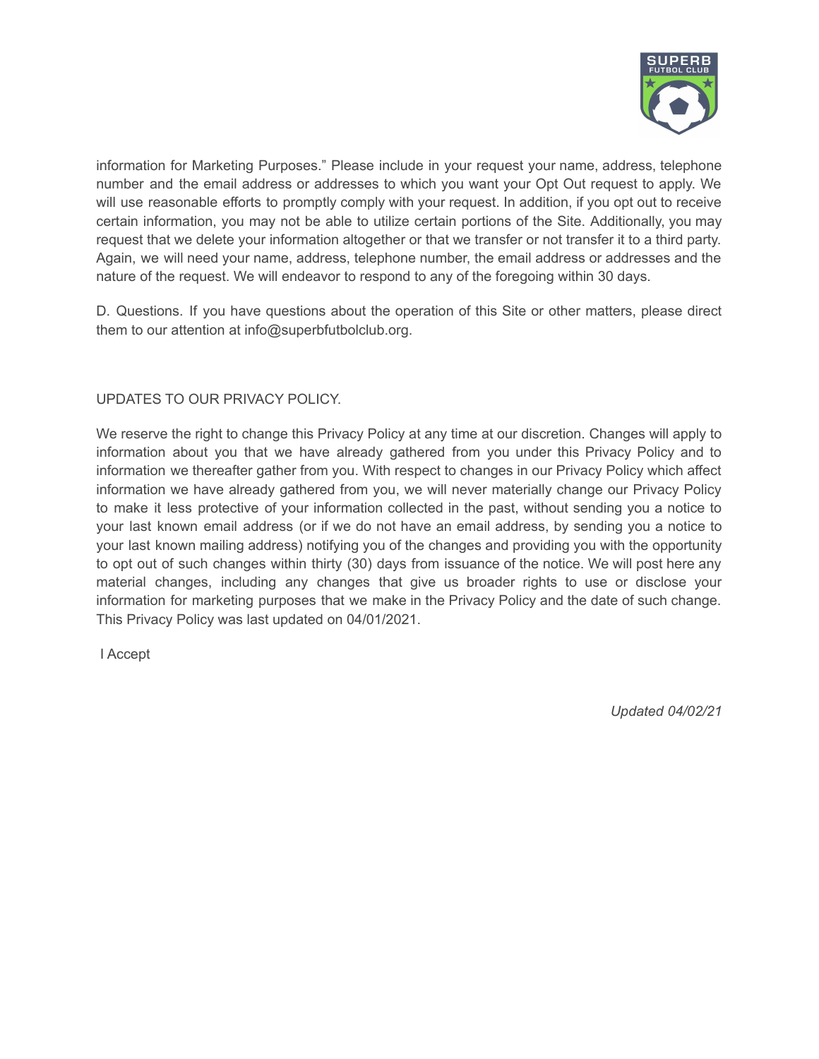information for Marketing Purposes." Please include in your request your name, address, telephone number and the email address or addresses to which you want your Opt Out request to apply. We will use reasonable efforts to promptly comply with your request. In addition, if you opt out to receive certain information, you may not be able to utilize certain portions of the Site. Additionally, you may request that we delete your information altogether or that we transfer or not transfer it to a third party. Again, we will need your name, address, telephone number, the email address or addresses and the nature of the request. We will endeavor to respond to any of the foregoing within 30 days.

D. Questions. If you have questions about the operation of this Site or other matters, please direct them to our attention at info@superbfutbolclub.org.

UPDATES TO OUR PRIVACY POLICY.

We reserve the right to change this Privacy Policy at any time at our discretion. Changes will apply to information about you that we have already gathered from you under this Privacy Policy and to information we thereafter gather from you. With respect to changes in our Privacy Policy which affect information we have already gathered from you, we will never materially change our Privacy Policy to make it less protective of your information collected in the past, without sending you a notice to your last known email address (or if we do not have an email address, by sending you a notice to your last known mailing address) notifying you of the changes and providing you with the opportunity to opt out of such changes within thirty (30) days from issuance of the notice. We will post here any material changes, including any changes that give us broader rights to use or disclose your information for marketing purposes that we make in the Privacy Policy and the date of such change. This Privacy Policy was last updated on 04/01/2021.

I Accept

*Updated 04/02/21*